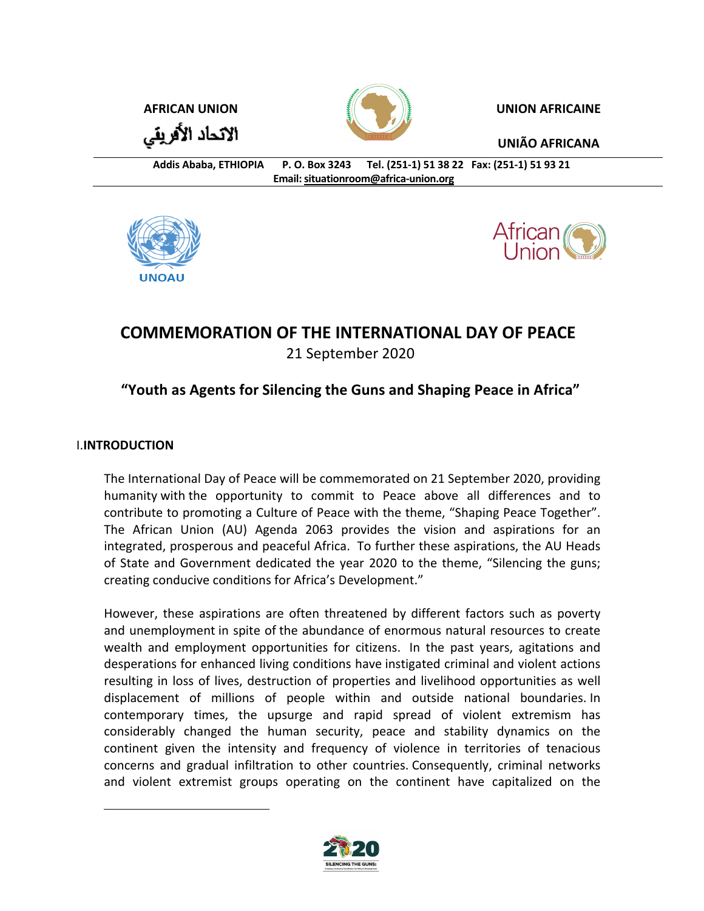**AFRICAN UNION**

**الاتحاد الأفريقي**

**UNION AFRICAINE**

**UNIÃO AFRICANA**

**Addis Ababa, ETHIOPIA P. O. Box 3243 Tel. (251-1) 51 38 22 Fax: (251-1) 51 93 21**
**Email: situationroom@africa-union.org**

UNOAU

African Union

# COMMEMORATION OF THE INTERNATIONAL DAY OF PEACE

21 September 2020

## "Youth as Agents for Silencing the Guns and Shaping Peace in Africa"

### I. INTRODUCTION

The International Day of Peace will be commemorated on 21 September 2020, providing humanity with the opportunity to commit to Peace above all differences and to contribute to promoting a Culture of Peace with the theme, "Shaping Peace Together". The African Union (AU) Agenda 2063 provides the vision and aspirations for an integrated, prosperous and peaceful Africa. To further these aspirations, the AU Heads of State and Government dedicated the year 2020 to the theme, "Silencing the guns; creating conducive conditions for Africa's Development."

However, these aspirations are often threatened by different factors such as poverty and unemployment in spite of the abundance of enormous natural resources to create wealth and employment opportunities for citizens. In the past years, agitations and desperations for enhanced living conditions have instigated criminal and violent actions resulting in loss of lives, destruction of properties and livelihood opportunities as well displacement of millions of people within and outside national boundaries. In contemporary times, the upsurge and rapid spread of violent extremism has considerably changed the human security, peace and stability dynamics on the continent given the intensity and frequency of violence in territories of tenacious concerns and gradual infiltration to other countries. Consequently, criminal networks and violent extremist groups operating on the continent have capitalized on the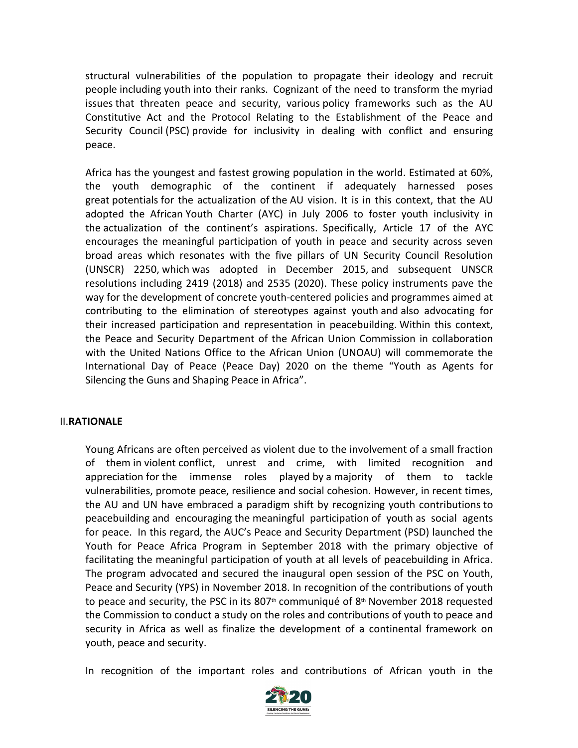structural vulnerabilities of the population to propagate their ideology and recruit people including youth into their ranks. Cognizant of the need to transform the myriad issues that threaten peace and security, various policy frameworks such as the AU Constitutive Act and the Protocol Relating to the Establishment of the Peace and Security Council (PSC) provide for inclusivity in dealing with conflict and ensuring peace.

Africa has the youngest and fastest growing population in the world. Estimated at 60%, the youth demographic of the continent if adequately harnessed poses great potentials for the actualization of the AU vision. It is in this context, that the AU adopted the African Youth Charter (AYC) in July 2006 to foster youth inclusivity in the actualization of the continent's aspirations. Specifically, Article 17 of the AYC encourages the meaningful participation of youth in peace and security across seven broad areas which resonates with the five pillars of UN Security Council Resolution (UNSCR) 2250, which was adopted in December 2015, and subsequent UNSCR resolutions including 2419 (2018) and 2535 (2020). These policy instruments pave the way for the development of concrete youth-centered policies and programmes aimed at contributing to the elimination of stereotypes against youth and also advocating for their increased participation and representation in peacebuilding. Within this context, the Peace and Security Department of the African Union Commission in collaboration with the United Nations Office to the African Union (UNOAU) will commemorate the International Day of Peace (Peace Day) 2020 on the theme "Youth as Agents for Silencing the Guns and Shaping Peace in Africa".

## II. RATIONALE

Young Africans are often perceived as violent due to the involvement of a small fraction of them in violent conflict, unrest and crime, with limited recognition and appreciation for the immense roles played by a majority of them to tackle vulnerabilities, promote peace, resilience and social cohesion. However, in recent times, the AU and UN have embraced a paradigm shift by recognizing youth contributions to peacebuilding and encouraging the meaningful participation of youth as social agents for peace. In this regard, the AUC's Peace and Security Department (PSD) launched the Youth for Peace Africa Program in September 2018 with the primary objective of facilitating the meaningful participation of youth at all levels of peacebuilding in Africa. The program advocated and secured the inaugural open session of the PSC on Youth, Peace and Security (YPS) in November 2018. In recognition of the contributions of youth to peace and security, the PSC in its 807th communiqué of 8th November 2018 requested the Commission to conduct a study on the roles and contributions of youth to peace and security in Africa as well as finalize the development of a continental framework on youth, peace and security.

In recognition of the important roles and contributions of African youth in the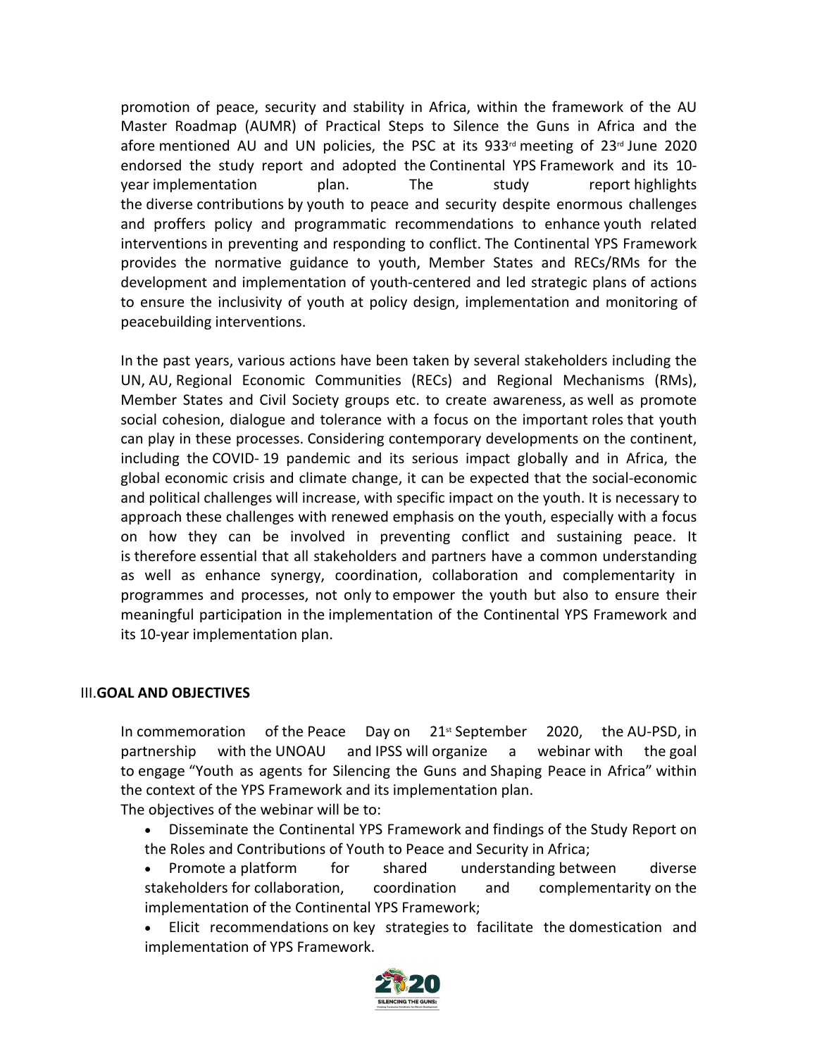promotion of peace, security and stability in Africa, within the framework of the AU Master Roadmap (AUMR) of Practical Steps to Silence the Guns in Africa and the afore mentioned AU and UN policies, the PSC at its 933rd meeting of 23rd June 2020 endorsed the study report and adopted the Continental YPS Framework and its 10-year implementation plan. The study report highlights the diverse contributions by youth to peace and security despite enormous challenges and proffers policy and programmatic recommendations to enhance youth related interventions in preventing and responding to conflict. The Continental YPS Framework provides the normative guidance to youth, Member States and RECs/RMs for the development and implementation of youth-centered and led strategic plans of actions to ensure the inclusivity of youth at policy design, implementation and monitoring of peacebuilding interventions.

In the past years, various actions have been taken by several stakeholders including the UN, AU, Regional Economic Communities (RECs) and Regional Mechanisms (RMs), Member States and Civil Society groups etc. to create awareness, as well as promote social cohesion, dialogue and tolerance with a focus on the important roles that youth can play in these processes. Considering contemporary developments on the continent, including the COVID- 19 pandemic and its serious impact globally and in Africa, the global economic crisis and climate change, it can be expected that the social-economic and political challenges will increase, with specific impact on the youth. It is necessary to approach these challenges with renewed emphasis on the youth, especially with a focus on how they can be involved in preventing conflict and sustaining peace. It is therefore essential that all stakeholders and partners have a common understanding as well as enhance synergy, coordination, collaboration and complementarity in programmes and processes, not only to empower the youth but also to ensure their meaningful participation in the implementation of the Continental YPS Framework and its 10-year implementation plan.

## III. GOAL AND OBJECTIVES

In commemoration of the Peace Day on 21st September 2020, the AU-PSD, in partnership with the UNOAU and IPSS will organize a webinar with the goal to engage "Youth as agents for Silencing the Guns and Shaping Peace in Africa" within the context of the YPS Framework and its implementation plan.

The objectives of the webinar will be to:

- Disseminate the Continental YPS Framework and findings of the Study Report on the Roles and Contributions of Youth to Peace and Security in Africa;
- Promote a platform for shared understanding between diverse stakeholders for collaboration, coordination and complementarity on the implementation of the Continental YPS Framework;
- Elicit recommendations on key strategies to facilitate the domestication and implementation of YPS Framework.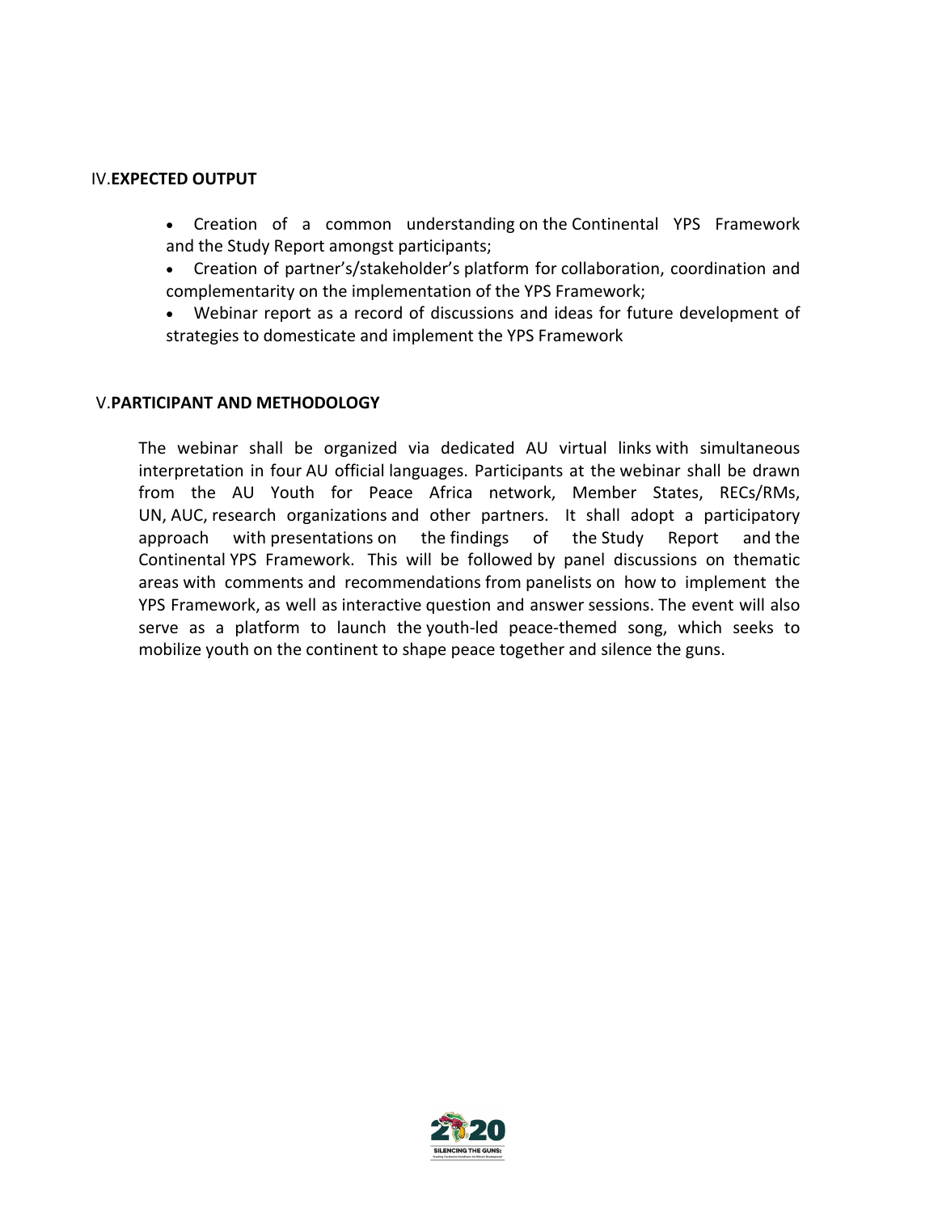## IV. EXPECTED OUTPUT

- Creation of a common understanding on the Continental YPS Framework and the Study Report amongst participants;
- Creation of partner's/stakeholder's platform for collaboration, coordination and complementarity on the implementation of the YPS Framework;
- Webinar report as a record of discussions and ideas for future development of strategies to domesticate and implement the YPS Framework

## V. PARTICIPANT AND METHODOLOGY

The webinar shall be organized via dedicated AU virtual links with simultaneous interpretation in four AU official languages. Participants at the webinar shall be drawn from the AU Youth for Peace Africa network, Member States, RECs/RMs, UN, AUC, research organizations and other partners. It shall adopt a participatory approach with presentations on the findings of the Study Report and the Continental YPS Framework. This will be followed by panel discussions on thematic areas with comments and recommendations from panelists on how to implement the YPS Framework, as well as interactive question and answer sessions. The event will also serve as a platform to launch the youth-led peace-themed song, which seeks to mobilize youth on the continent to shape peace together and silence the guns.